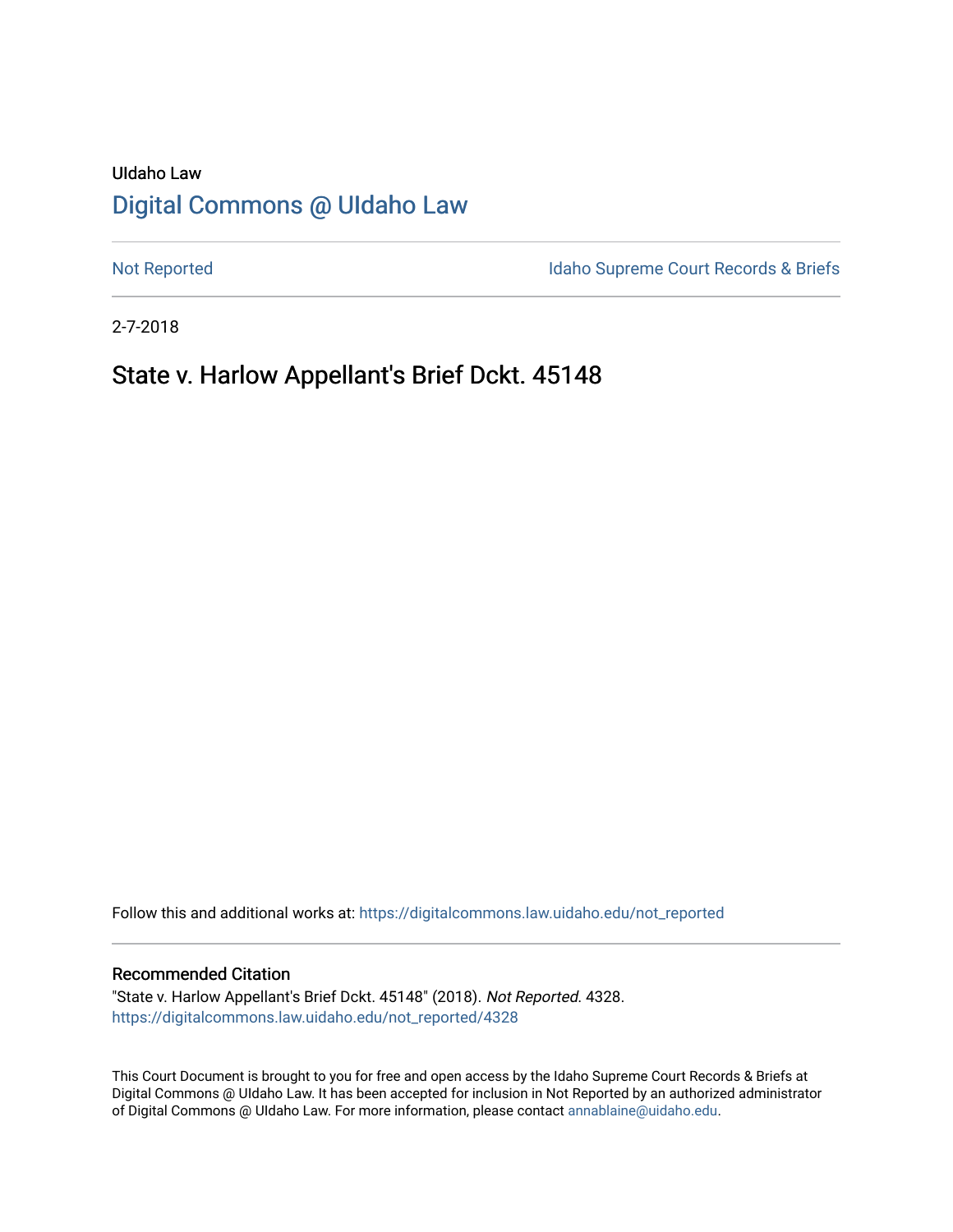UIdaho Law

# Digital Commons @ UIdaho Law

Not Reported

Idaho Supreme Court Records & Briefs

2-7-2018

## State v. Harlow Appellant's Brief Dckt. 45148

Follow this and additional works at: https://digitalcommons.law.uidaho.edu/not_reported

### Recommended Citation

"State v. Harlow Appellant's Brief Dckt. 45148" (2018). *Not Reported*. 4328.
https://digitalcommons.law.uidaho.edu/not_reported/4328

This Court Document is brought to you for free and open access by the Idaho Supreme Court Records & Briefs at Digital Commons @ UIdaho Law. It has been accepted for inclusion in Not Reported by an authorized administrator of Digital Commons @ UIdaho Law. For more information, please contact annablaine@uidaho.edu.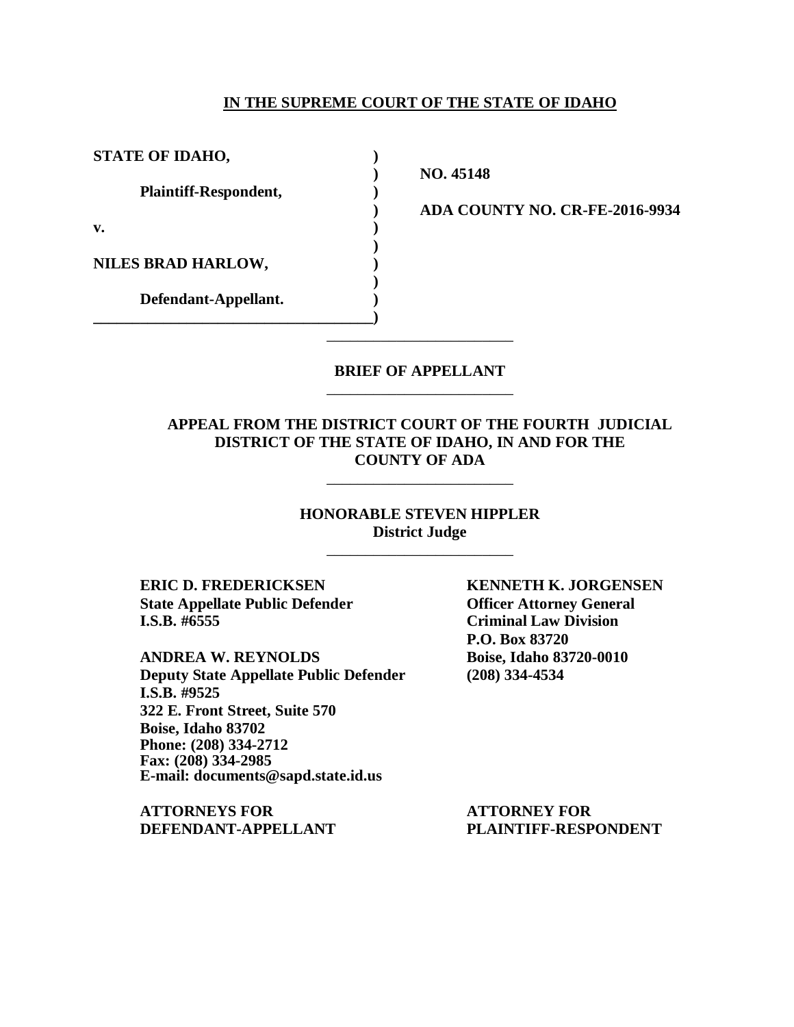**IN THE SUPREME COURT OF THE STATE OF IDAHO**

| | | |
|---|---|---|
| **STATE OF IDAHO,** | ) | |
| | ) | **NO. 45148** |
| **Plaintiff-Respondent,** | ) | |
| | ) | **ADA COUNTY NO. CR-FE-2016-9934** |
| **v.** | ) | |
| | ) | |
| **NILES BRAD HARLOW,** | ) | |
| | ) | |
| **Defendant-Appellant.** | ) | |
| | ) | |

---

**BRIEF OF APPELLANT**

---

**APPEAL FROM THE DISTRICT COURT OF THE FOURTH JUDICIAL DISTRICT OF THE STATE OF IDAHO, IN AND FOR THE COUNTY OF ADA**

---

**HONORABLE STEVEN HIPPLER**
**District Judge**

---

**ERIC D. FREDERICKSEN**
**State Appellate Public Defender**
**I.S.B. #6555**

**ANDREA W. REYNOLDS**
**Deputy State Appellate Public Defender**
**I.S.B. #9525**
**322 E. Front Street, Suite 570**
**Boise, Idaho 83702**
**Phone: (208) 334-2712**
**Fax: (208) 334-2985**
**E-mail: documents@sapd.state.id.us**

**ATTORNEYS FOR**
**DEFENDANT-APPELLANT**

**KENNETH K. JORGENSEN**
**Officer Attorney General**
**Criminal Law Division**
**P.O. Box 83720**
**Boise, Idaho 83720-0010**
**(208) 334-4534**

**ATTORNEY FOR**
**PLAINTIFF-RESPONDENT**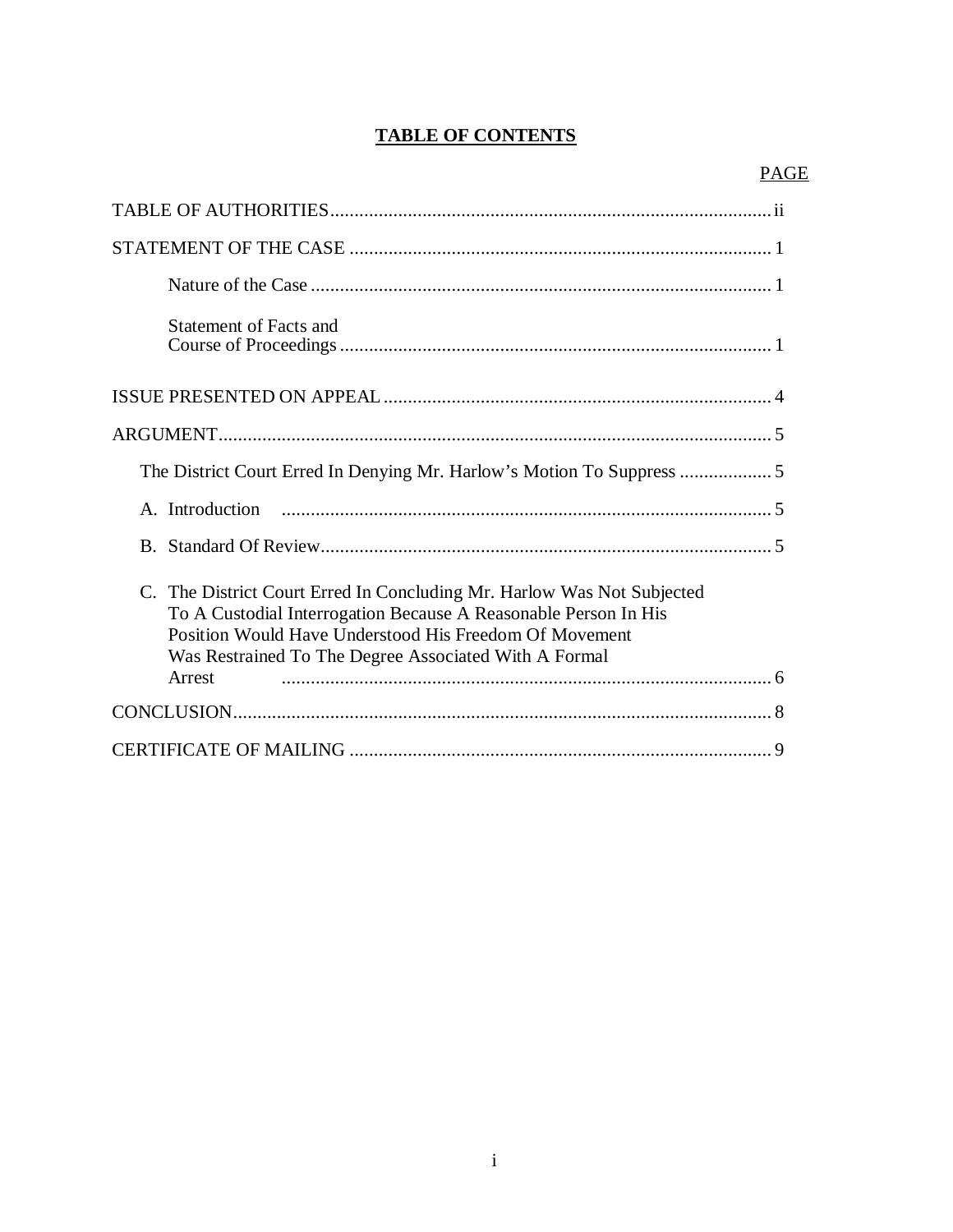## TABLE OF CONTENTS

| | PAGE |
|---|---|
| TABLE OF AUTHORITIES | ii |
| STATEMENT OF THE CASE | 1 |
| Nature of the Case | 1 |
| Statement of Facts and Course of Proceedings | 1 |
| ISSUE PRESENTED ON APPEAL | 4 |
| ARGUMENT | 5 |
| The District Court Erred In Denying Mr. Harlow's Motion To Suppress | 5 |
| A. Introduction | 5 |
| B. Standard Of Review | 5 |
| C. The District Court Erred In Concluding Mr. Harlow Was Not Subjected To A Custodial Interrogation Because A Reasonable Person In His Position Would Have Understood His Freedom Of Movement Was Restrained To The Degree Associated With A Formal Arrest | 6 |
| CONCLUSION | 8 |
| CERTIFICATE OF MAILING | 9 |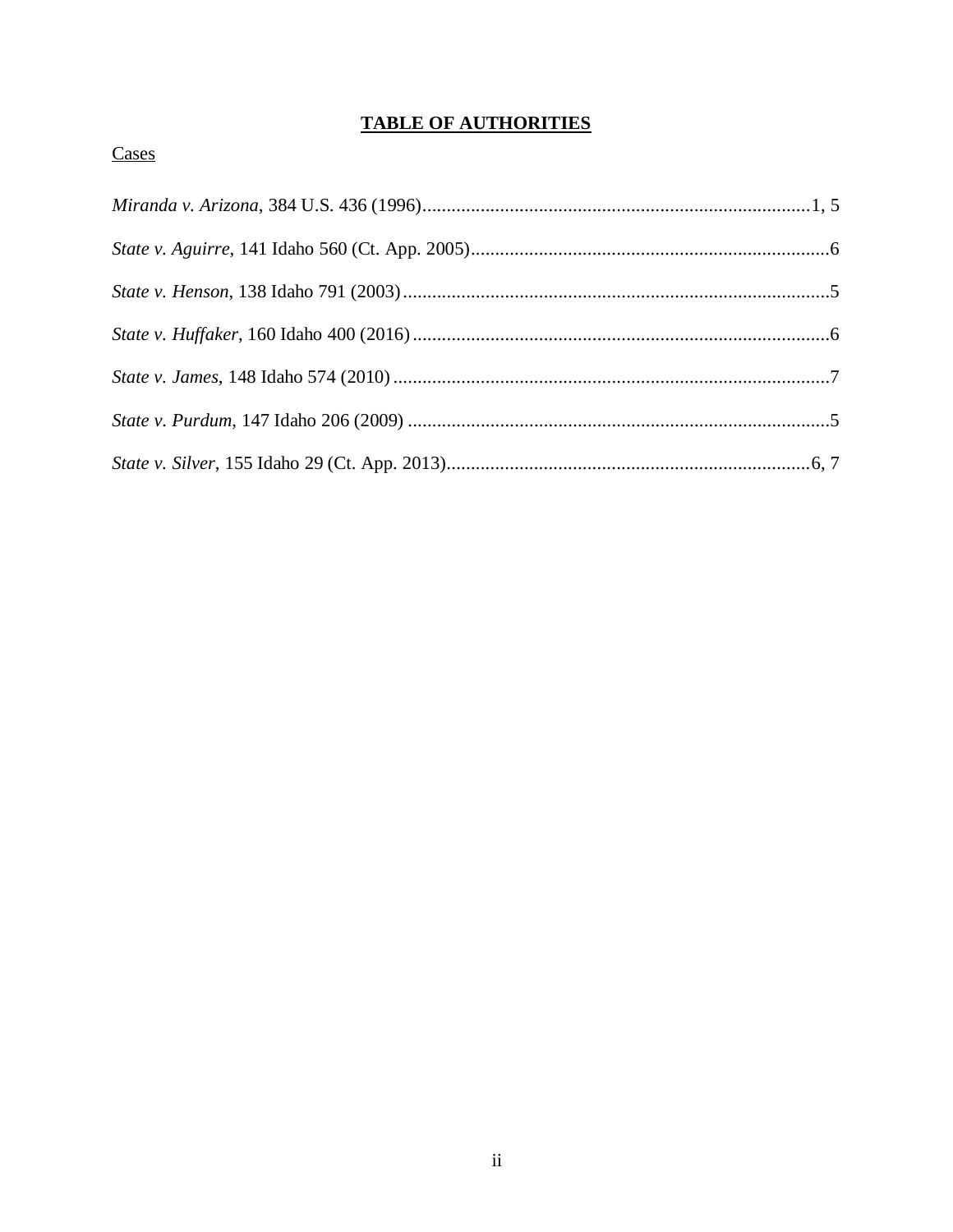# TABLE OF AUTHORITIES

Cases

*Miranda v. Arizona*, 384 U.S. 436 (1996).......................................................................1, 5

*State v. Aguirre*, 141 Idaho 560 (Ct. App. 2005).........................................................................6

*State v. Henson*, 138 Idaho 791 (2003).......................................................................................5

*State v. Huffaker*, 160 Idaho 400 (2016).....................................................................................6

*State v. James*, 148 Idaho 574 (2010)..........................................................................................7

*State v. Purdum*, 147 Idaho 206 (2009).......................................................................................5

*State v. Silver*, 155 Idaho 29 (Ct. App. 2013)..........................................................................6, 7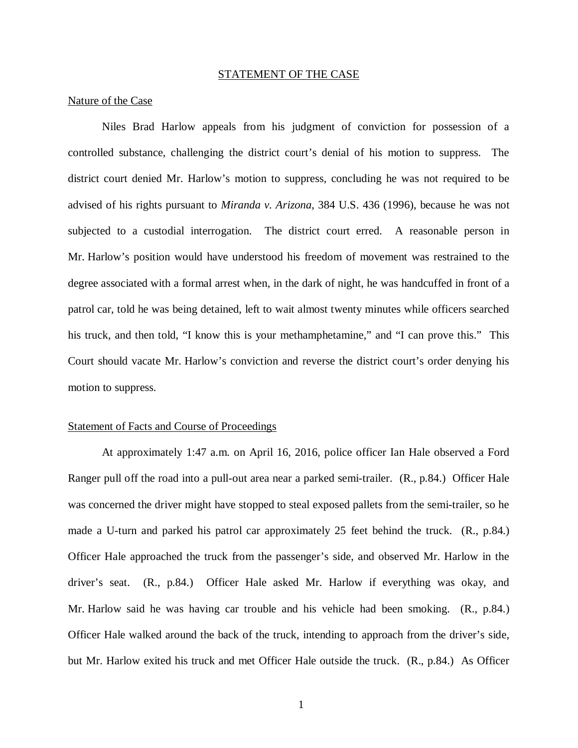## STATEMENT OF THE CASE

### Nature of the Case

Niles Brad Harlow appeals from his judgment of conviction for possession of a controlled substance, challenging the district court's denial of his motion to suppress. The district court denied Mr. Harlow's motion to suppress, concluding he was not required to be advised of his rights pursuant to *Miranda v. Arizona*, 384 U.S. 436 (1996), because he was not subjected to a custodial interrogation. The district court erred. A reasonable person in Mr. Harlow's position would have understood his freedom of movement was restrained to the degree associated with a formal arrest when, in the dark of night, he was handcuffed in front of a patrol car, told he was being detained, left to wait almost twenty minutes while officers searched his truck, and then told, "I know this is your methamphetamine," and "I can prove this." This Court should vacate Mr. Harlow's conviction and reverse the district court's order denying his motion to suppress.

### Statement of Facts and Course of Proceedings

At approximately 1:47 a.m. on April 16, 2016, police officer Ian Hale observed a Ford Ranger pull off the road into a pull-out area near a parked semi-trailer. (R., p.84.) Officer Hale was concerned the driver might have stopped to steal exposed pallets from the semi-trailer, so he made a U-turn and parked his patrol car approximately 25 feet behind the truck. (R., p.84.) Officer Hale approached the truck from the passenger's side, and observed Mr. Harlow in the driver's seat. (R., p.84.) Officer Hale asked Mr. Harlow if everything was okay, and Mr. Harlow said he was having car trouble and his vehicle had been smoking. (R., p.84.) Officer Hale walked around the back of the truck, intending to approach from the driver's side, but Mr. Harlow exited his truck and met Officer Hale outside the truck. (R., p.84.) As Officer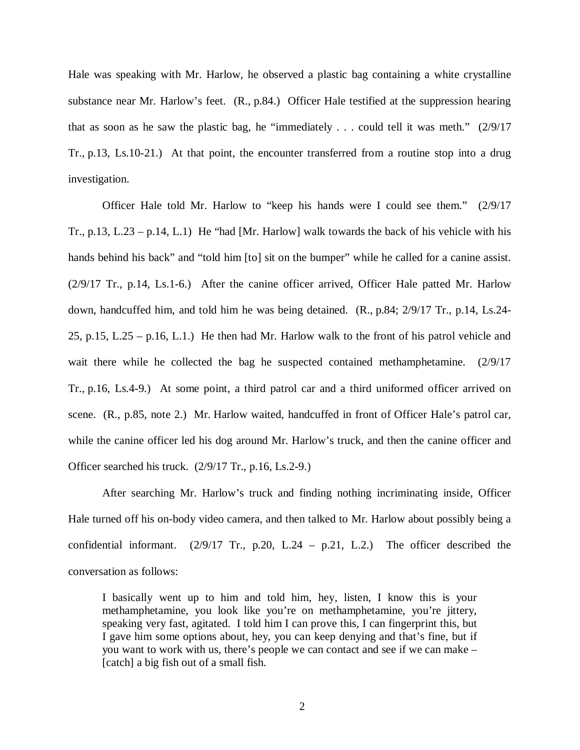Hale was speaking with Mr. Harlow, he observed a plastic bag containing a white crystalline substance near Mr. Harlow's feet. (R., p.84.) Officer Hale testified at the suppression hearing that as soon as he saw the plastic bag, he "immediately . . . could tell it was meth." (2/9/17 Tr., p.13, Ls.10-21.) At that point, the encounter transferred from a routine stop into a drug investigation.

Officer Hale told Mr. Harlow to "keep his hands were I could see them." (2/9/17 Tr., p.13, L.23 – p.14, L.1) He "had [Mr. Harlow] walk towards the back of his vehicle with his hands behind his back" and "told him [to] sit on the bumper" while he called for a canine assist. (2/9/17 Tr., p.14, Ls.1-6.) After the canine officer arrived, Officer Hale patted Mr. Harlow down, handcuffed him, and told him he was being detained. (R., p.84; 2/9/17 Tr., p.14, Ls.24-25, p.15, L.25 – p.16, L.1.) He then had Mr. Harlow walk to the front of his patrol vehicle and wait there while he collected the bag he suspected contained methamphetamine. (2/9/17 Tr., p.16, Ls.4-9.) At some point, a third patrol car and a third uniformed officer arrived on scene. (R., p.85, note 2.) Mr. Harlow waited, handcuffed in front of Officer Hale's patrol car, while the canine officer led his dog around Mr. Harlow's truck, and then the canine officer and Officer searched his truck. (2/9/17 Tr., p.16, Ls.2-9.)

After searching Mr. Harlow's truck and finding nothing incriminating inside, Officer Hale turned off his on-body video camera, and then talked to Mr. Harlow about possibly being a confidential informant. (2/9/17 Tr., p.20, L.24 – p.21, L.2.) The officer described the conversation as follows:

> I basically went up to him and told him, hey, listen, I know this is your methamphetamine, you look like you're on methamphetamine, you're jittery, speaking very fast, agitated. I told him I can prove this, I can fingerprint this, but I gave him some options about, hey, you can keep denying and that's fine, but if you want to work with us, there's people we can contact and see if we can make – [catch] a big fish out of a small fish.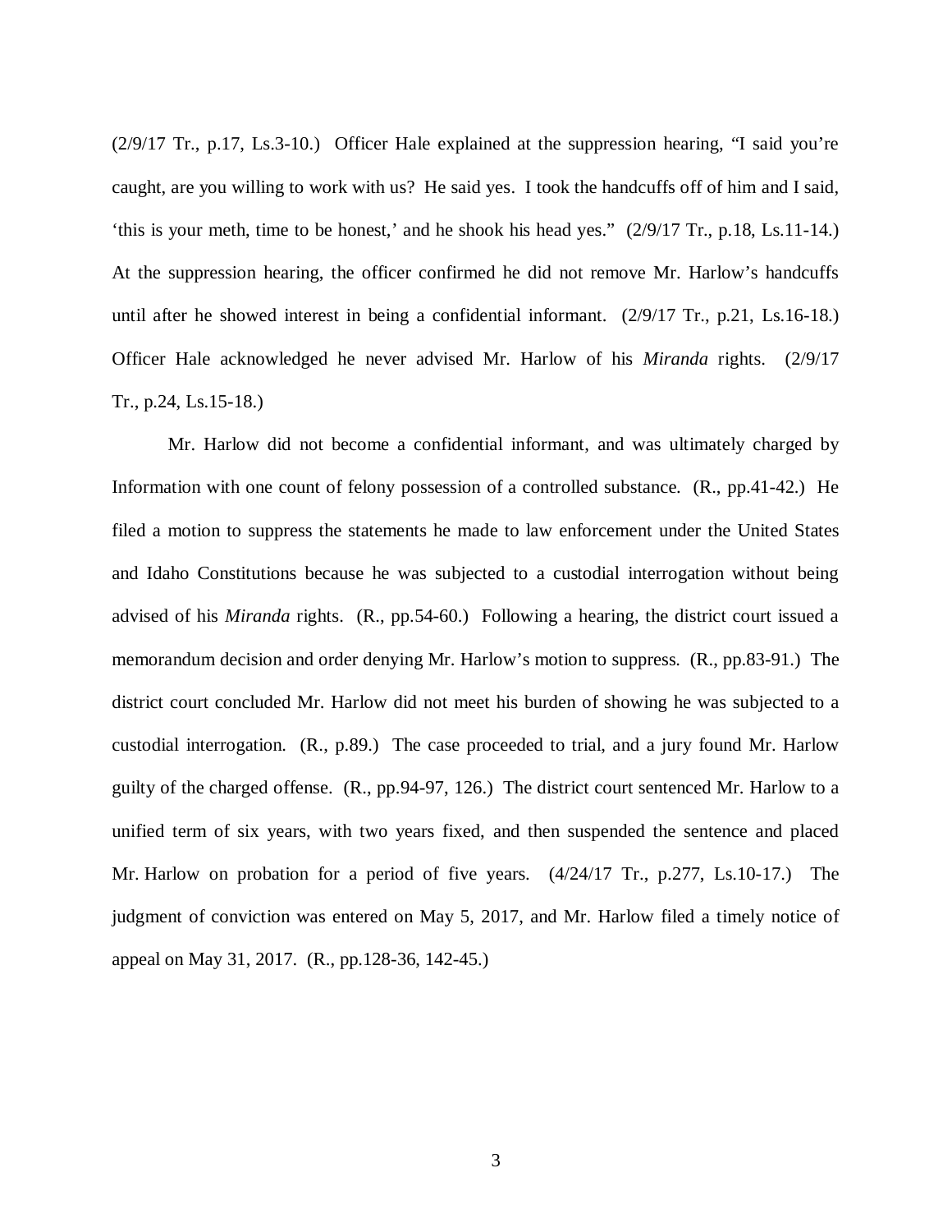(2/9/17 Tr., p.17, Ls.3-10.) Officer Hale explained at the suppression hearing, "I said you're caught, are you willing to work with us? He said yes. I took the handcuffs off of him and I said, 'this is your meth, time to be honest,' and he shook his head yes." (2/9/17 Tr., p.18, Ls.11-14.) At the suppression hearing, the officer confirmed he did not remove Mr. Harlow's handcuffs until after he showed interest in being a confidential informant. (2/9/17 Tr., p.21, Ls.16-18.) Officer Hale acknowledged he never advised Mr. Harlow of his *Miranda* rights. (2/9/17 Tr., p.24, Ls.15-18.)

Mr. Harlow did not become a confidential informant, and was ultimately charged by Information with one count of felony possession of a controlled substance. (R., pp.41-42.) He filed a motion to suppress the statements he made to law enforcement under the United States and Idaho Constitutions because he was subjected to a custodial interrogation without being advised of his *Miranda* rights. (R., pp.54-60.) Following a hearing, the district court issued a memorandum decision and order denying Mr. Harlow's motion to suppress. (R., pp.83-91.) The district court concluded Mr. Harlow did not meet his burden of showing he was subjected to a custodial interrogation. (R., p.89.) The case proceeded to trial, and a jury found Mr. Harlow guilty of the charged offense. (R., pp.94-97, 126.) The district court sentenced Mr. Harlow to a unified term of six years, with two years fixed, and then suspended the sentence and placed Mr. Harlow on probation for a period of five years. (4/24/17 Tr., p.277, Ls.10-17.) The judgment of conviction was entered on May 5, 2017, and Mr. Harlow filed a timely notice of appeal on May 31, 2017. (R., pp.128-36, 142-45.)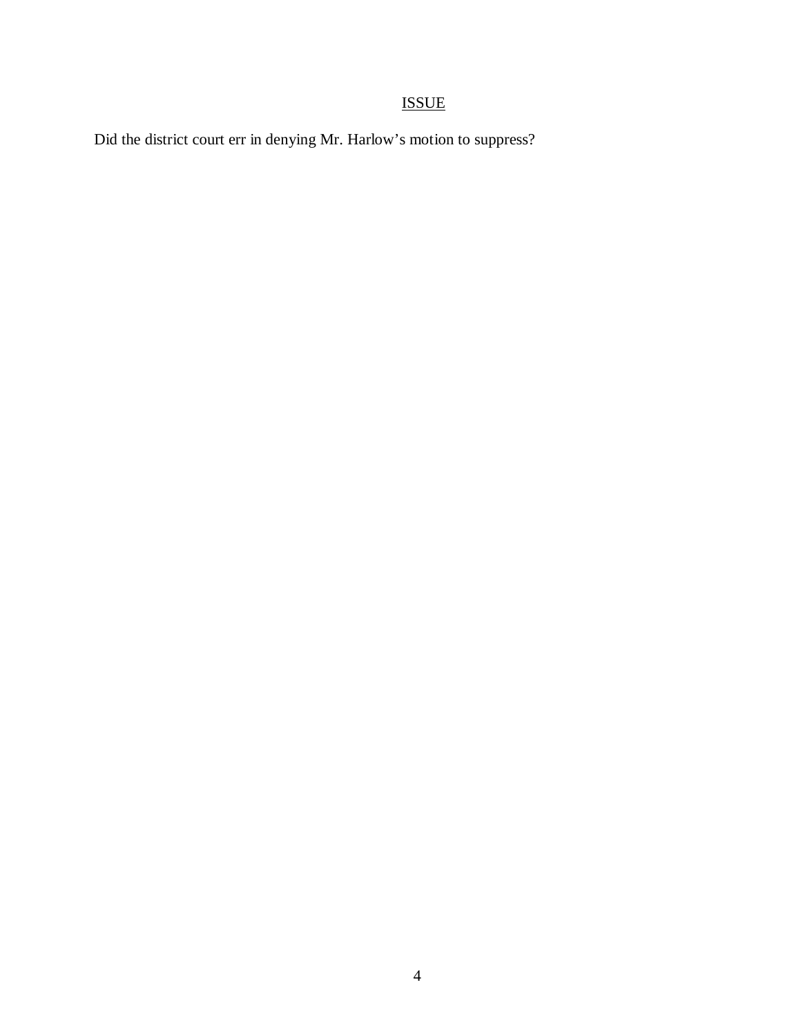## ISSUE

Did the district court err in denying Mr. Harlow's motion to suppress?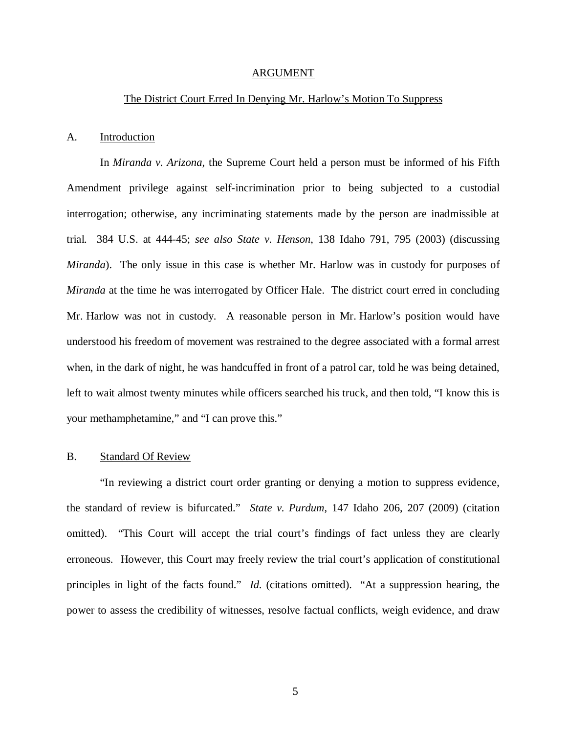## ARGUMENT

## The District Court Erred In Denying Mr. Harlow's Motion To Suppress

### A. Introduction

In *Miranda v. Arizona*, the Supreme Court held a person must be informed of his Fifth Amendment privilege against self-incrimination prior to being subjected to a custodial interrogation; otherwise, any incriminating statements made by the person are inadmissible at trial. 384 U.S. at 444-45; *see also State v. Henson*, 138 Idaho 791, 795 (2003) (discussing *Miranda*). The only issue in this case is whether Mr. Harlow was in custody for purposes of *Miranda* at the time he was interrogated by Officer Hale. The district court erred in concluding Mr. Harlow was not in custody. A reasonable person in Mr. Harlow's position would have understood his freedom of movement was restrained to the degree associated with a formal arrest when, in the dark of night, he was handcuffed in front of a patrol car, told he was being detained, left to wait almost twenty minutes while officers searched his truck, and then told, "I know this is your methamphetamine," and "I can prove this."

### B. Standard Of Review

"In reviewing a district court order granting or denying a motion to suppress evidence, the standard of review is bifurcated." *State v. Purdum*, 147 Idaho 206, 207 (2009) (citation omitted). "This Court will accept the trial court's findings of fact unless they are clearly erroneous. However, this Court may freely review the trial court's application of constitutional principles in light of the facts found." *Id.* (citations omitted). "At a suppression hearing, the power to assess the credibility of witnesses, resolve factual conflicts, weigh evidence, and draw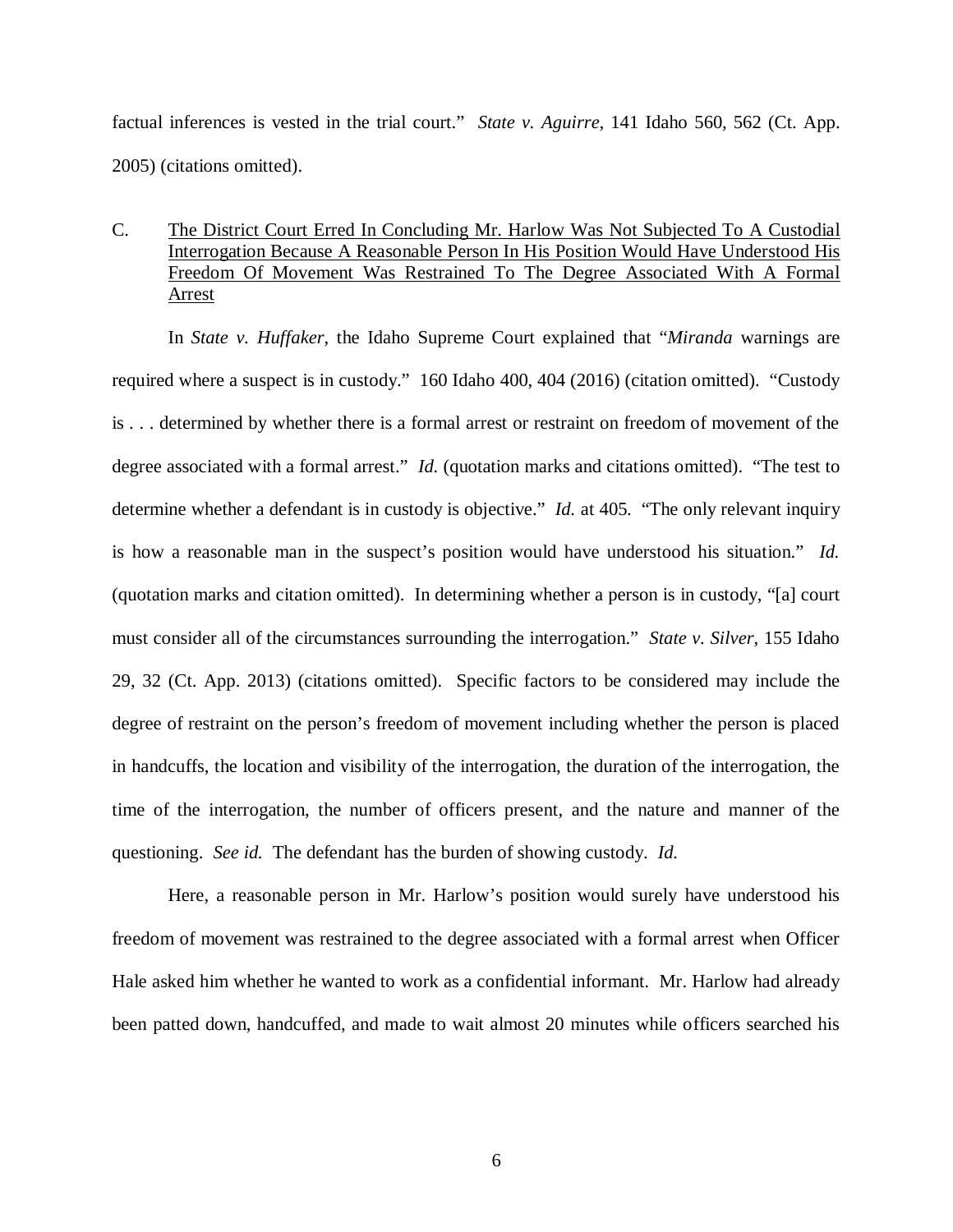factual inferences is vested in the trial court." *State v. Aguirre*, 141 Idaho 560, 562 (Ct. App. 2005) (citations omitted).

C. The District Court Erred In Concluding Mr. Harlow Was Not Subjected To A Custodial Interrogation Because A Reasonable Person In His Position Would Have Understood His Freedom Of Movement Was Restrained To The Degree Associated With A Formal Arrest

In *State v. Huffaker*, the Idaho Supreme Court explained that "*Miranda* warnings are required where a suspect is in custody." 160 Idaho 400, 404 (2016) (citation omitted). "Custody is . . . determined by whether there is a formal arrest or restraint on freedom of movement of the degree associated with a formal arrest." *Id.* (quotation marks and citations omitted). "The test to determine whether a defendant is in custody is objective." *Id.* at 405. "The only relevant inquiry is how a reasonable man in the suspect's position would have understood his situation." *Id.* (quotation marks and citation omitted). In determining whether a person is in custody, "[a] court must consider all of the circumstances surrounding the interrogation." *State v. Silver*, 155 Idaho 29, 32 (Ct. App. 2013) (citations omitted). Specific factors to be considered may include the degree of restraint on the person's freedom of movement including whether the person is placed in handcuffs, the location and visibility of the interrogation, the duration of the interrogation, the time of the interrogation, the number of officers present, and the nature and manner of the questioning. *See id.* The defendant has the burden of showing custody. *Id.*

Here, a reasonable person in Mr. Harlow's position would surely have understood his freedom of movement was restrained to the degree associated with a formal arrest when Officer Hale asked him whether he wanted to work as a confidential informant. Mr. Harlow had already been patted down, handcuffed, and made to wait almost 20 minutes while officers searched his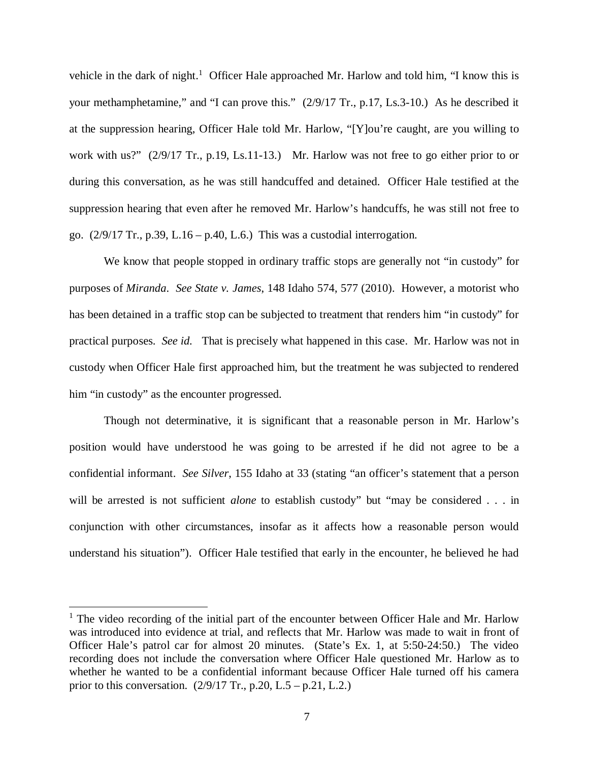vehicle in the dark of night.[1] Officer Hale approached Mr. Harlow and told him, "I know this is your methamphetamine," and "I can prove this." (2/9/17 Tr., p.17, Ls.3-10.) As he described it at the suppression hearing, Officer Hale told Mr. Harlow, "[Y]ou're caught, are you willing to work with us?" (2/9/17 Tr., p.19, Ls.11-13.) Mr. Harlow was not free to go either prior to or during this conversation, as he was still handcuffed and detained. Officer Hale testified at the suppression hearing that even after he removed Mr. Harlow's handcuffs, he was still not free to go. (2/9/17 Tr., p.39, L.16 – p.40, L.6.) This was a custodial interrogation.

We know that people stopped in ordinary traffic stops are generally not "in custody" for purposes of *Miranda*. *See State v. James*, 148 Idaho 574, 577 (2010). However, a motorist who has been detained in a traffic stop can be subjected to treatment that renders him "in custody" for practical purposes. *See id.* That is precisely what happened in this case. Mr. Harlow was not in custody when Officer Hale first approached him, but the treatment he was subjected to rendered him "in custody" as the encounter progressed.

Though not determinative, it is significant that a reasonable person in Mr. Harlow's position would have understood he was going to be arrested if he did not agree to be a confidential informant. *See Silver*, 155 Idaho at 33 (stating "an officer's statement that a person will be arrested is not sufficient *alone* to establish custody" but "may be considered . . . in conjunction with other circumstances, insofar as it affects how a reasonable person would understand his situation"). Officer Hale testified that early in the encounter, he believed he had

[1] The video recording of the initial part of the encounter between Officer Hale and Mr. Harlow was introduced into evidence at trial, and reflects that Mr. Harlow was made to wait in front of Officer Hale's patrol car for almost 20 minutes. (State's Ex. 1, at 5:50-24:50.) The video recording does not include the conversation where Officer Hale questioned Mr. Harlow as to whether he wanted to be a confidential informant because Officer Hale turned off his camera prior to this conversation. (2/9/17 Tr., p.20, L.5 – p.21, L.2.)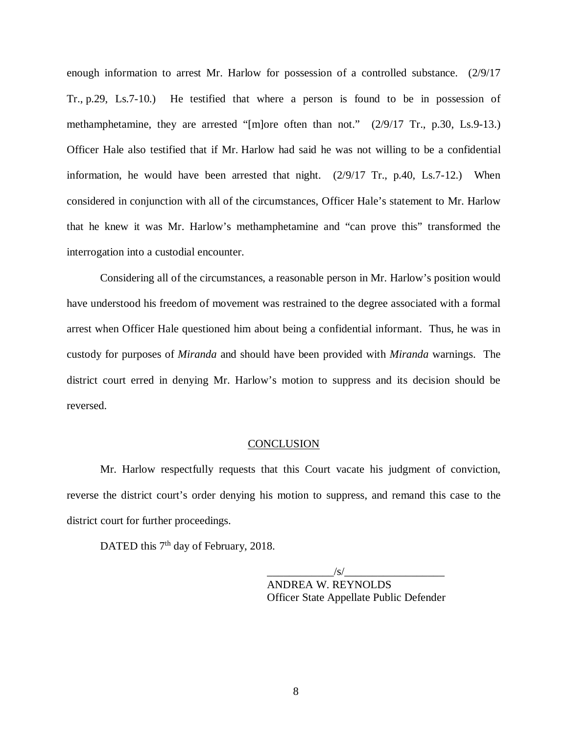enough information to arrest Mr. Harlow for possession of a controlled substance. (2/9/17 Tr., p.29, Ls.7-10.) He testified that where a person is found to be in possession of methamphetamine, they are arrested "[m]ore often than not." (2/9/17 Tr., p.30, Ls.9-13.) Officer Hale also testified that if Mr. Harlow had said he was not willing to be a confidential information, he would have been arrested that night. (2/9/17 Tr., p.40, Ls.7-12.) When considered in conjunction with all of the circumstances, Officer Hale's statement to Mr. Harlow that he knew it was Mr. Harlow's methamphetamine and "can prove this" transformed the interrogation into a custodial encounter.

Considering all of the circumstances, a reasonable person in Mr. Harlow's position would have understood his freedom of movement was restrained to the degree associated with a formal arrest when Officer Hale questioned him about being a confidential informant. Thus, he was in custody for purposes of *Miranda* and should have been provided with *Miranda* warnings. The district court erred in denying Mr. Harlow's motion to suppress and its decision should be reversed.

## CONCLUSION

Mr. Harlow respectfully requests that this Court vacate his judgment of conviction, reverse the district court's order denying his motion to suppress, and remand this case to the district court for further proceedings.

DATED this 7th day of February, 2018.

/s/
ANDREA W. REYNOLDS
Officer State Appellate Public Defender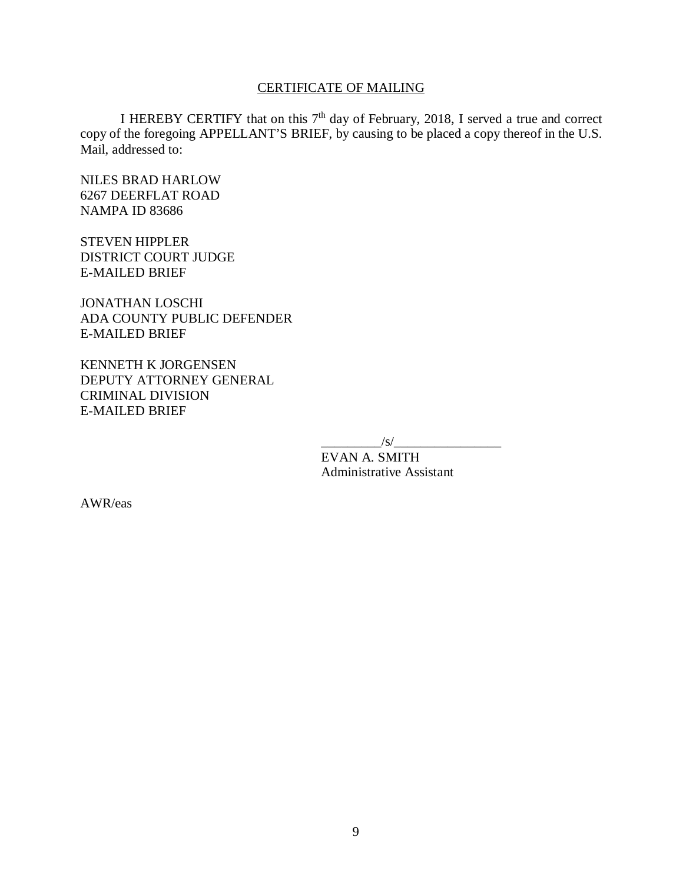CERTIFICATE OF MAILING

I HEREBY CERTIFY that on this 7th day of February, 2018, I served a true and correct copy of the foregoing APPELLANT'S BRIEF, by causing to be placed a copy thereof in the U.S. Mail, addressed to:

NILES BRAD HARLOW
6267 DEERFLAT ROAD
NAMPA ID 83686

STEVEN HIPPLER
DISTRICT COURT JUDGE
E-MAILED BRIEF

JONATHAN LOSCHI
ADA COUNTY PUBLIC DEFENDER
E-MAILED BRIEF

KENNETH K JORGENSEN
DEPUTY ATTORNEY GENERAL
CRIMINAL DIVISION
E-MAILED BRIEF

_________/s/________________
EVAN A. SMITH
Administrative Assistant

AWR/eas